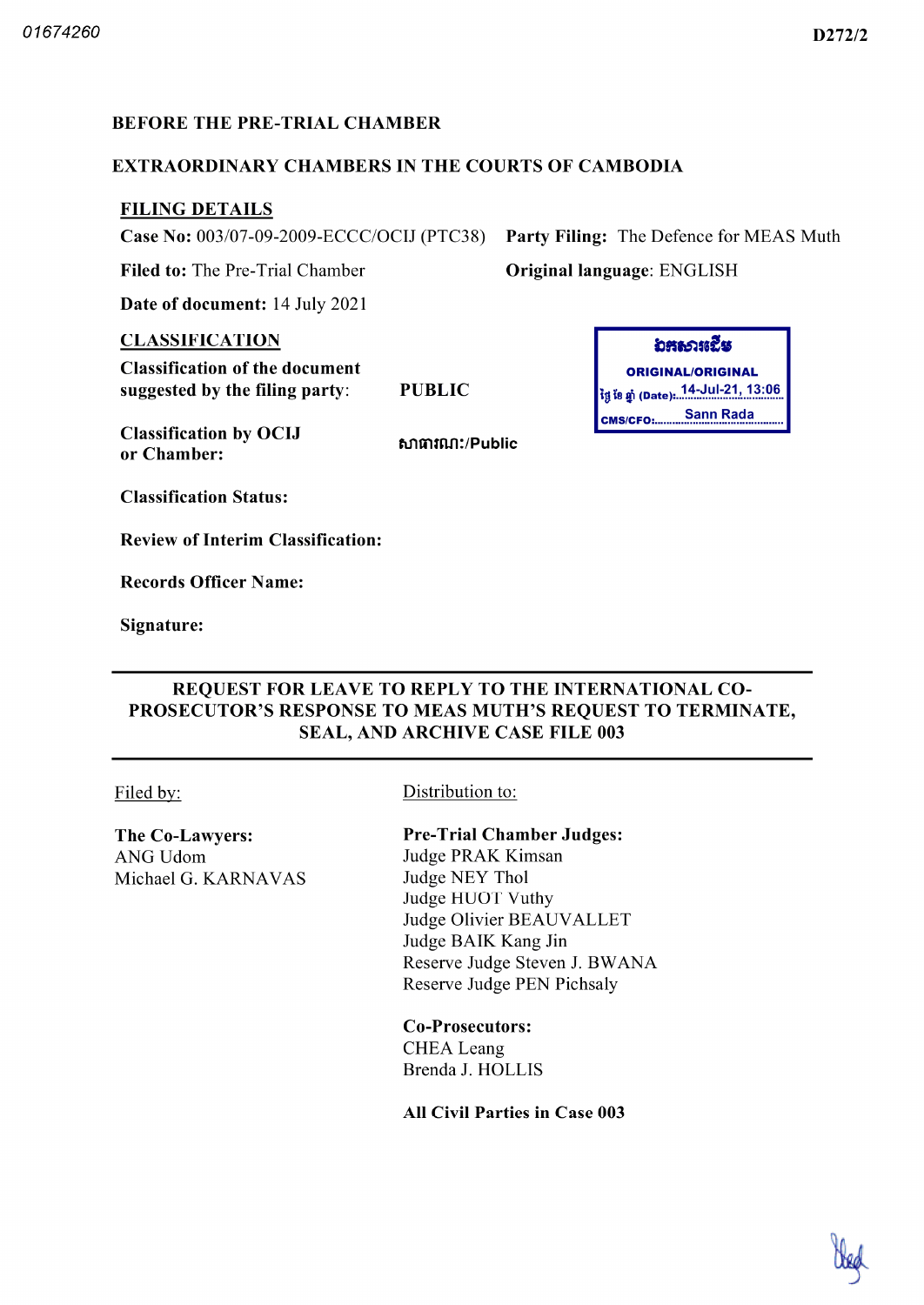01674260 D272/2

**BEFORE THE PRE-TRIAL CHAMBER**

**EXTRAORDINARY CHAMBERS IN THE COURTS OF CAMBODIA**

**FILING DETAILS**

**Case No:** 003/07-09-2009-ECCC/OCIJ (PTC38) **Party Filing:** The Defence for MEAS Muth

**Filed to:** The Pre-Trial Chamber **Original language**: ENGLISH

**Date of document:** 14 July 2021

**CLASSIFICATION**

**Classification of the document suggested by the filing party:** PUBLIC

**Classification by OCIJ or Chamber:** សាធារណៈ/Public

**Classification Status:**

**Review of Interim Classification:**

**Records Officer Name:**

**Signature:**

ឯកសារដើម
ORIGINAL/ORIGINAL
ថ្ងៃ ខែ ឆ្នាំ (Date): 14-Jul-21, 13:06
CMS/CFO: Sann Rada

---

**REQUEST FOR LEAVE TO REPLY TO THE INTERNATIONAL CO-PROSECUTOR'S RESPONSE TO MEAS MUTH'S REQUEST TO TERMINATE, SEAL, AND ARCHIVE CASE FILE 003**

---

Filed by:

**The Co-Lawyers:**
ANG Udom
Michael G. KARNAVAS

Distribution to:

**Pre-Trial Chamber Judges:**
Judge PRAK Kimsan
Judge NEY Thol
Judge HUOT Vuthy
Judge Olivier BEAUVALLET
Judge BAIK Kang Jin
Reserve Judge Steven J. BWANA
Reserve Judge PEN Pichsaly

**Co-Prosecutors:**
CHEA Leang
Brenda J. HOLLIS

**All Civil Parties in Case 003**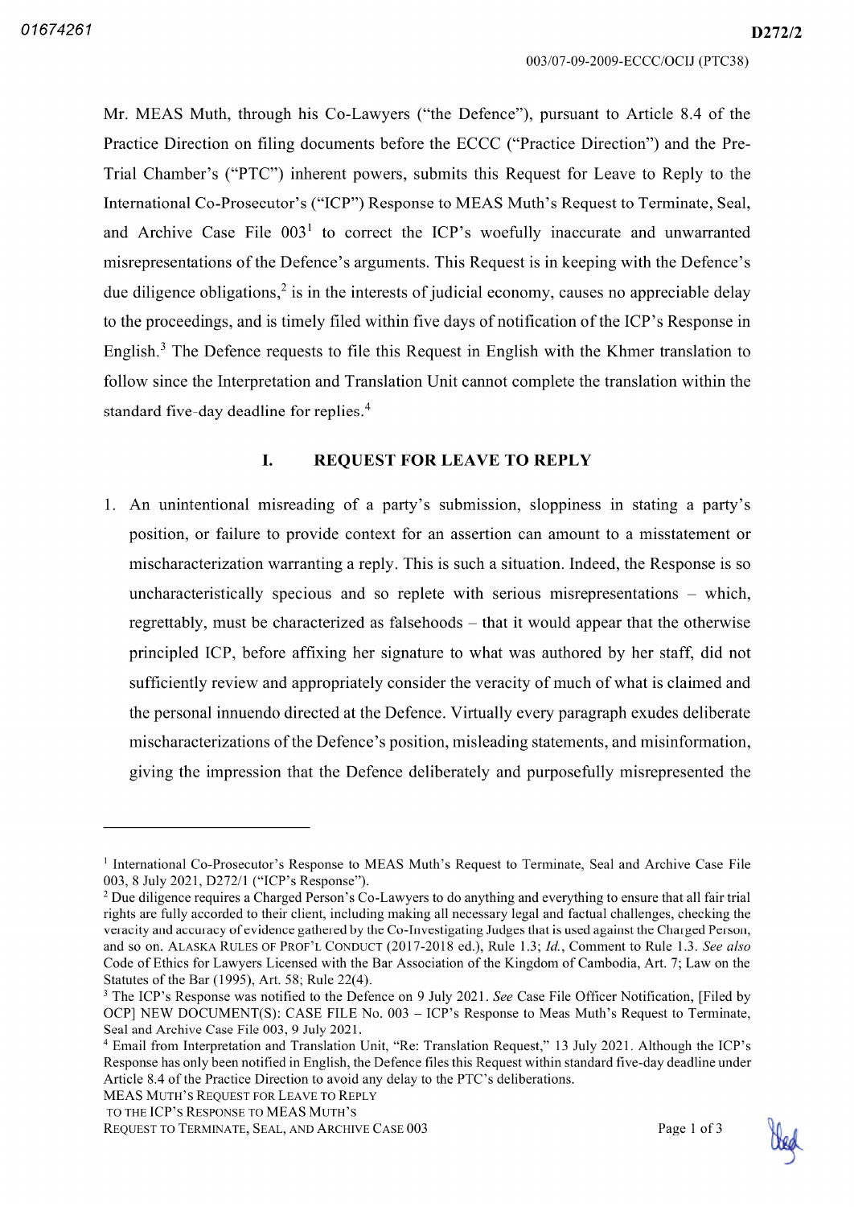Mr. MEAS Muth, through his Co-Lawyers ("the Defence"), pursuant to Article 8.4 of the Practice Direction on filing documents before the ECCC ("Practice Direction") and the Pre-Trial Chamber's ("PTC") inherent powers, submits this Request for Leave to Reply to the International Co-Prosecutor's ("ICP") Response to MEAS Muth's Request to Terminate, Seal, and Archive Case File 003[1] to correct the ICP's woefully inaccurate and unwarranted misrepresentations of the Defence's arguments. This Request is in keeping with the Defence's due diligence obligations,[2] is in the interests of judicial economy, causes no appreciable delay to the proceedings, and is timely filed within five days of notification of the ICP's Response in English.[3] The Defence requests to file this Request in English with the Khmer translation to follow since the Interpretation and Translation Unit cannot complete the translation within the standard five-day deadline for replies.[4]

## I. REQUEST FOR LEAVE TO REPLY

1. An unintentional misreading of a party's submission, sloppiness in stating a party's position, or failure to provide context for an assertion can amount to a misstatement or mischaracterization warranting a reply. This is such a situation. Indeed, the Response is so uncharacteristically specious and so replete with serious misrepresentations – which, regrettably, must be characterized as falsehoods – that it would appear that the otherwise principled ICP, before affixing her signature to what was authored by her staff, did not sufficiently review and appropriately consider the veracity of much of what is claimed and the personal innuendo directed at the Defence. Virtually every paragraph exudes deliberate mischaracterizations of the Defence's position, misleading statements, and misinformation, giving the impression that the Defence deliberately and purposefully misrepresented the

---

[1] International Co-Prosecutor's Response to MEAS Muth's Request to Terminate, Seal and Archive Case File 003, 8 July 2021, D272/1 ("ICP's Response").

[2] Due diligence requires a Charged Person's Co-Lawyers to do anything and everything to ensure that all fair trial rights are fully accorded to their client, including making all necessary legal and factual challenges, checking the veracity and accuracy of evidence gathered by the Co-Investigating Judges that is used against the Charged Person, and so on. ALASKA RULES OF PROF'L CONDUCT (2017-2018 ed.), Rule 1.3; *Id.*, Comment to Rule 1.3. *See also* Code of Ethics for Lawyers Licensed with the Bar Association of the Kingdom of Cambodia, Art. 7; Law on the Statutes of the Bar (1995), Art. 58; Rule 22(4).

[3] The ICP's Response was notified to the Defence on 9 July 2021. *See* Case File Officer Notification, [Filed by OCP] NEW DOCUMENT(S): CASE FILE No. 003 – ICP's Response to Meas Muth's Request to Terminate, Seal and Archive Case File 003, 9 July 2021.

[4] Email from Interpretation and Translation Unit, "Re: Translation Request," 13 July 2021. Although the ICP's Response has only been notified in English, the Defence files this Request within standard five-day deadline under Article 8.4 of the Practice Direction to avoid any delay to the PTC's deliberations.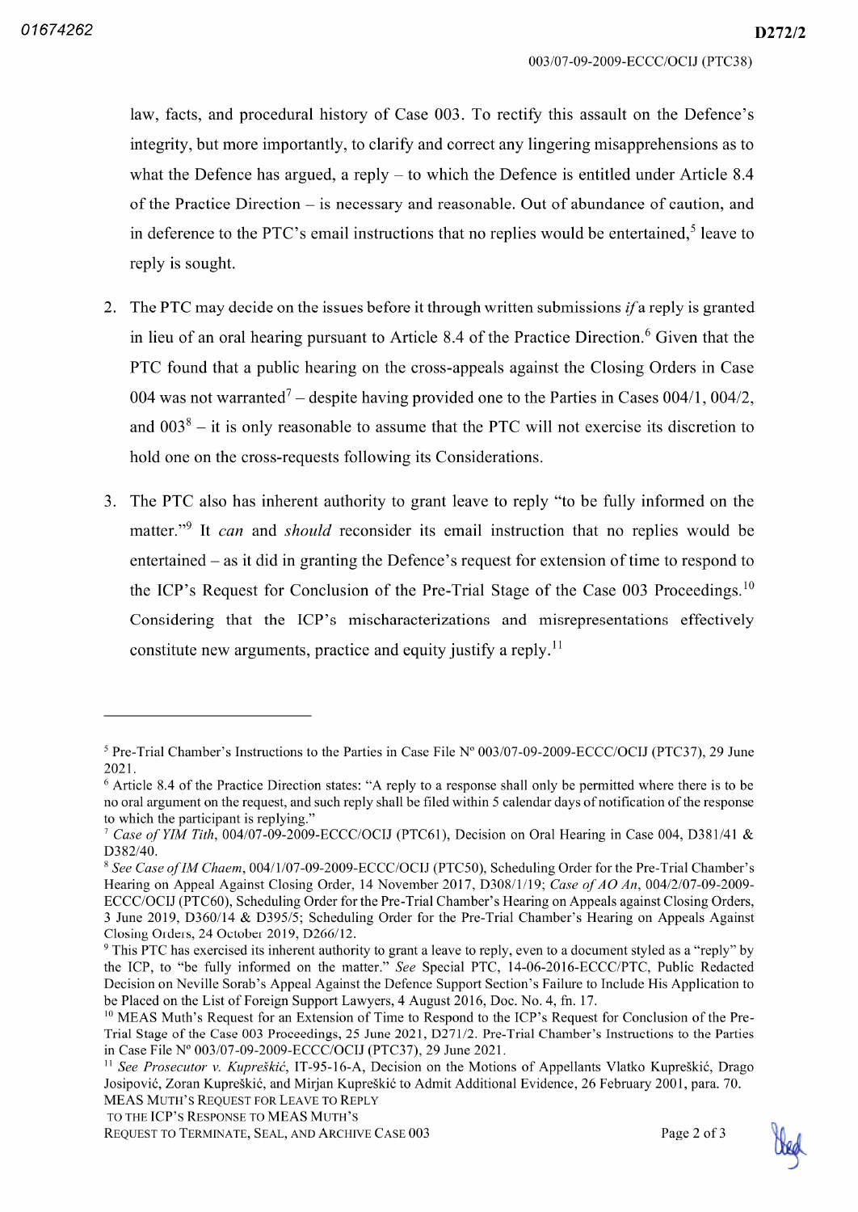law, facts, and procedural history of Case 003. To rectify this assault on the Defence's integrity, but more importantly, to clarify and correct any lingering misapprehensions as to what the Defence has argued, a reply – to which the Defence is entitled under Article 8.4 of the Practice Direction – is necessary and reasonable. Out of abundance of caution, and in deference to the PTC's email instructions that no replies would be entertained,[5] leave to reply is sought.

2. The PTC may decide on the issues before it through written submissions *if* a reply is granted in lieu of an oral hearing pursuant to Article 8.4 of the Practice Direction.[6] Given that the PTC found that a public hearing on the cross-appeals against the Closing Orders in Case 004 was not warranted[7] – despite having provided one to the Parties in Cases 004/1, 004/2, and 003[8] – it is only reasonable to assume that the PTC will not exercise its discretion to hold one on the cross-requests following its Considerations.

3. The PTC also has inherent authority to grant leave to reply "to be fully informed on the matter."[9] It *can* and *should* reconsider its email instruction that no replies would be entertained – as it did in granting the Defence's request for extension of time to respond to the ICP's Request for Conclusion of the Pre-Trial Stage of the Case 003 Proceedings.[10] Considering that the ICP's mischaracterizations and misrepresentations effectively constitute new arguments, practice and equity justify a reply.[11]

---

[5] Pre-Trial Chamber's Instructions to the Parties in Case File N° 003/07-09-2009-ECCC/OCIJ (PTC37), 29 June 2021.

[6] Article 8.4 of the Practice Direction states: "A reply to a response shall only be permitted where there is to be no oral argument on the request, and such reply shall be filed within 5 calendar days of notification of the response to which the participant is replying."

[7] *Case of YIM Tith*, 004/07-09-2009-ECCC/OCIJ (PTC61), Decision on Oral Hearing in Case 004, D381/41 & D382/40.

[8] *See Case of IM Chaem*, 004/1/07-09-2009-ECCC/OCIJ (PTC50), Scheduling Order for the Pre-Trial Chamber's Hearing on Appeal Against Closing Order, 14 November 2017, D308/1/19; *Case of AO An*, 004/2/07-09-2009-ECCC/OCIJ (PTC60), Scheduling Order for the Pre-Trial Chamber's Hearing on Appeals against Closing Orders, 3 June 2019, D360/14 & D395/5; Scheduling Order for the Pre-Trial Chamber's Hearing on Appeals Against Closing Orders, 24 October 2019, D266/12.

[9] This PTC has exercised its inherent authority to grant a leave to reply, even to a document styled as a "reply" by the ICP, to "be fully informed on the matter." *See* Special PTC, 14-06-2016-ECCC/PTC, Public Redacted Decision on Neville Sorab's Appeal Against the Defence Support Section's Failure to Include His Application to be Placed on the List of Foreign Support Lawyers, 4 August 2016, Doc. No. 4, fn. 17.

[10] MEAS Muth's Request for an Extension of Time to Respond to the ICP's Request for Conclusion of the Pre-Trial Stage of the Case 003 Proceedings, 25 June 2021, D271/2. Pre-Trial Chamber's Instructions to the Parties in Case File N° 003/07-09-2009-ECCC/OCIJ (PTC37), 29 June 2021.

[11] *See Prosecutor v. Kupreškić*, IT-95-16-A, Decision on the Motions of Appellants Vlatko Kupreškić, Drago Josipović, Zoran Kupreškić, and Mirjan Kupreškić to Admit Additional Evidence, 26 February 2001, para. 70.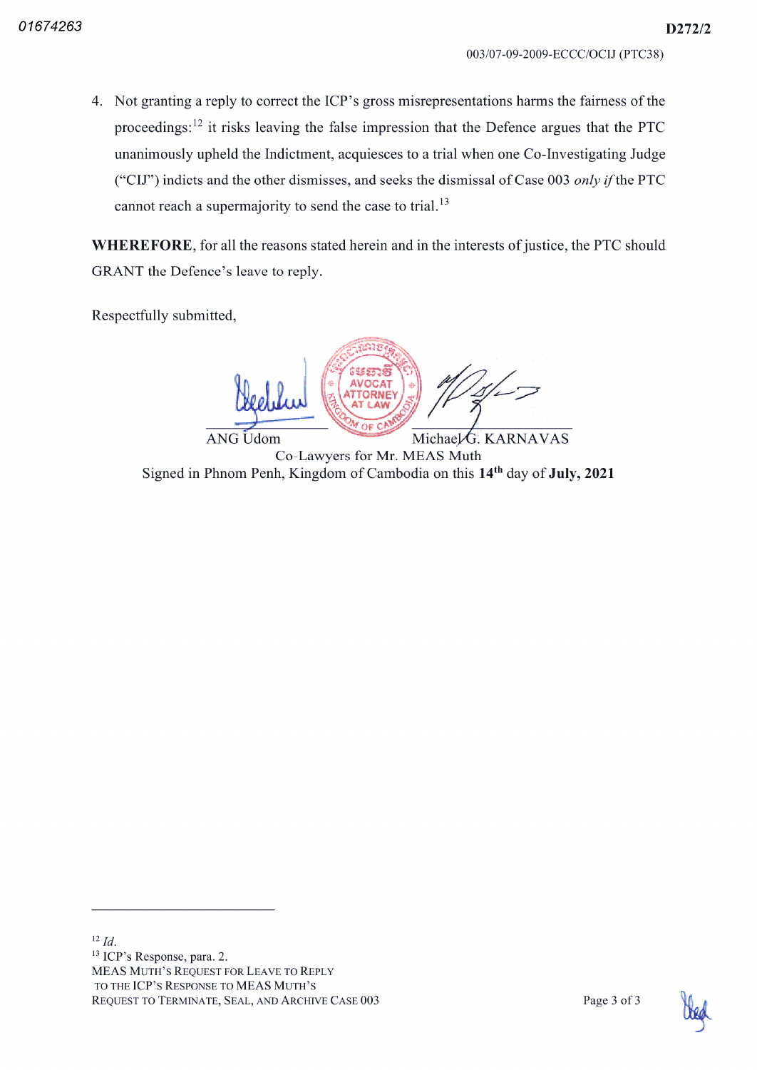4. Not granting a reply to correct the ICP's gross misrepresentations harms the fairness of the proceedings:[12] it risks leaving the false impression that the Defence argues that the PTC unanimously upheld the Indictment, acquiesces to a trial when one Co-Investigating Judge ("CIJ") indicts and the other dismisses, and seeks the dismissal of Case 003 *only if* the PTC cannot reach a supermajority to send the case to trial.[13]

**WHEREFORE**, for all the reasons stated herein and in the interests of justice, the PTC should GRANT the Defence's leave to reply.

Respectfully submitted,

ANG Udom

Michael G. KARNAVAS

Co-Lawyers for Mr. MEAS Muth

Signed in Phnom Penh, Kingdom of Cambodia on this **14th** day of **July, 2021**

---

[12] *Id.*

[13] ICP's Response, para. 2.